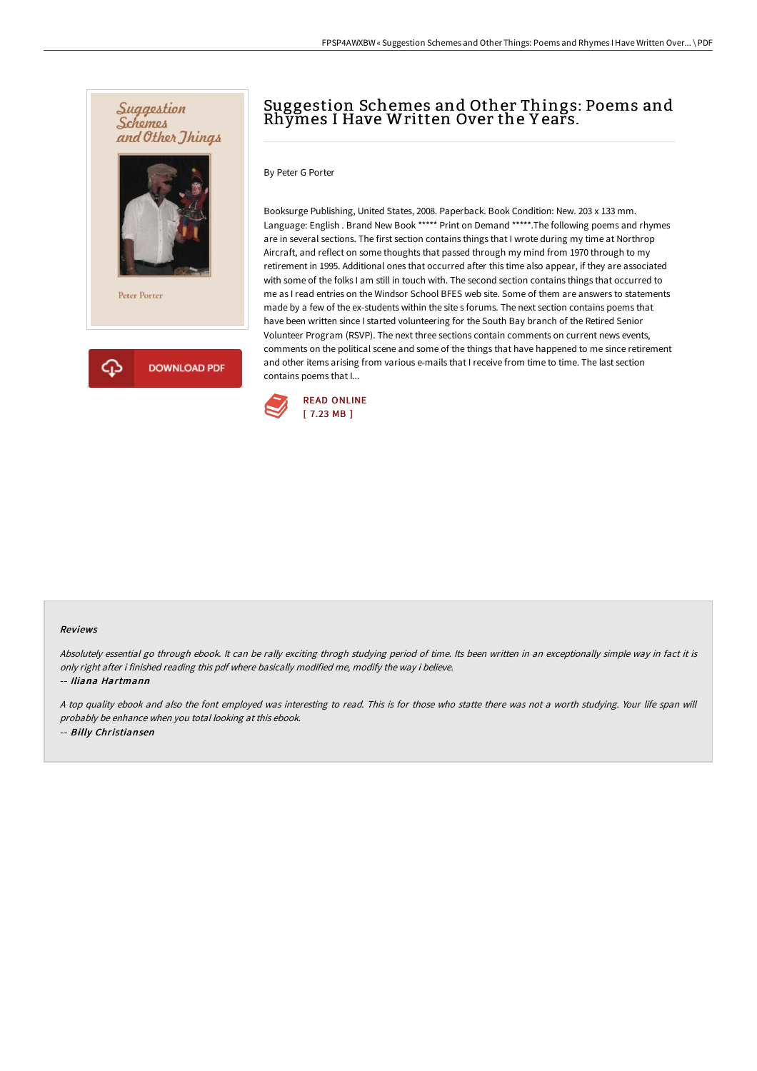# Suggestion Schemes and Other Things: Poems and Rhymes I Have Written Over the Years.

By Peter G Porter

Booksurge Publishing, United States, 2008. Paperback. Book Condition: New. 203 x 133 mm. Language: English . Brand New Book ***** Print on Demand *****.The following poems and rhymes are in several sections. The first section contains things that I wrote during my time at Northrop Aircraft, and reflect on some thoughts that passed through my mind from 1970 through to my retirement in 1995. Additional ones that occurred after this time also appear, if they are associated with some of the folks I am still in touch with. The second section contains things that occurred to me as I read entries on the Windsor School BFES web site. Some of them are answers to statements made by a few of the ex-students within the site s forums. The next section contains poems that have been written since I started volunteering for the South Bay branch of the Retired Senior Volunteer Program (RSVP). The next three sections contain comments on current news events, comments on the political scene and some of the things that have happened to me since retirement and other items arising from various e-mails that I receive from time to time. The last section contains poems that I...

DOWNLOAD PDF

READ ONLINE
[ 7.23 MB ]

## Reviews

*Absolutely essential go through ebook. It can be rally exciting throgh studying period of time. Its been written in an exceptionally simple way in fact it is only right after i finished reading this pdf where basically modified me, modify the way i believe.*

-- ***Iliana Hartmann***

*A top quality ebook and also the font employed was interesting to read. This is for those who statte there was not a worth studying. Your life span will probably be enhance when you total looking at this ebook.*

-- ***Billy Christiansen***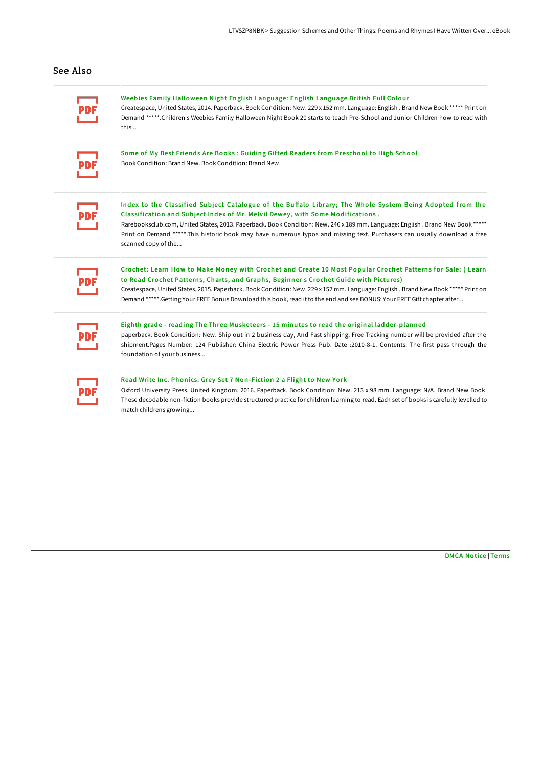## See Also

**Weebies Family Halloween Night English Language: English Language British Full Colour**
Createspace, United States, 2014. Paperback. Book Condition: New. 229 x 152 mm. Language: English . Brand New Book ***** Print on Demand *****.Children s Weebies Family Halloween Night Book 20 starts to teach Pre-School and Junior Children how to read with this...

**Some of My Best Friends Are Books : Guiding Gifted Readers from Preschool to High School**
Book Condition: Brand New. Book Condition: Brand New.

**Index to the Classified Subject Catalogue of the Buffalo Library; The Whole System Being Adopted from the Classification and Subject Index of Mr. Melvil Dewey, with Some Modifications .**
Rarebooksclub.com, United States, 2013. Paperback. Book Condition: New. 246 x 189 mm. Language: English . Brand New Book ***** Print on Demand *****.This historic book may have numerous typos and missing text. Purchasers can usually download a free scanned copy of the...

**Crochet: Learn How to Make Money with Crochet and Create 10 Most Popular Crochet Patterns for Sale: ( Learn to Read Crochet Patterns, Charts, and Graphs, Beginner s Crochet Guide with Pictures)**
Createspace, United States, 2015. Paperback. Book Condition: New. 229 x 152 mm. Language: English . Brand New Book ***** Print on Demand *****.Getting Your FREE Bonus Download this book, read it to the end and see BONUS: Your FREE Gift chapter after...

**Eighth grade - reading The Three Musketeers - 15 minutes to read the original ladder-planned**
paperback. Book Condition: New. Ship out in 2 business day, And Fast shipping, Free Tracking number will be provided after the shipment.Pages Number: 124 Publisher: China Electric Power Press Pub. Date :2010-8-1. Contents: The first pass through the foundation of your business...

**Read Write Inc. Phonics: Grey Set 7 Non-Fiction 2 a Flight to New York**
Oxford University Press, United Kingdom, 2016. Paperback. Book Condition: New. 213 x 98 mm. Language: N/A. Brand New Book. These decodable non-fiction books provide structured practice for children learning to read. Each set of books is carefully levelled to match childrens growing...